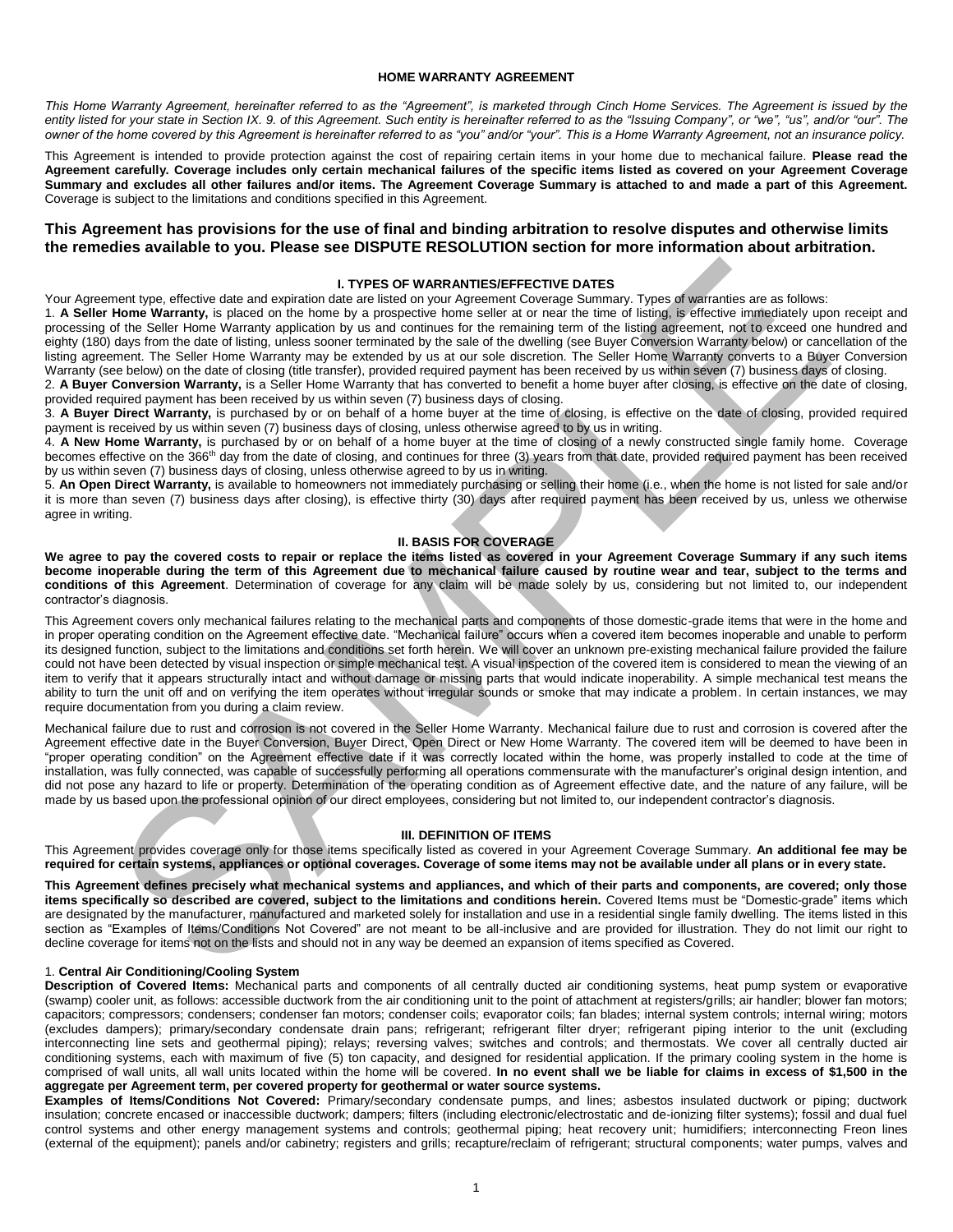# HOME WARRANTY AGREEMENT

*This Home Warranty Agreement, hereinafter referred to as the "Agreement", is marketed through Cinch Home Services. The Agreement is issued by the entity listed for your state in Section IX. 9. of this Agreement. Such entity is hereinafter referred to as the "Issuing Company", or "we", "us", and/or "our". The owner of the home covered by this Agreement is hereinafter referred to as "you" and/or "your". This is a Home Warranty Agreement, not an insurance policy.*

This Agreement is intended to provide protection against the cost of repairing certain items in your home due to mechanical failure. **Please read the Agreement carefully. Coverage includes only certain mechanical failures of the specific items listed as covered on your Agreement Coverage Summary and excludes all other failures and/or items. The Agreement Coverage Summary is attached to and made a part of this Agreement.** Coverage is subject to the limitations and conditions specified in this Agreement.

## This Agreement has provisions for the use of final and binding arbitration to resolve disputes and otherwise limits the remedies available to you. Please see DISPUTE RESOLUTION section for more information about arbitration.

### I. TYPES OF WARRANTIES/EFFECTIVE DATES

Your Agreement type, effective date and expiration date are listed on your Agreement Coverage Summary. Types of warranties are as follows:

1. **A Seller Home Warranty,** is placed on the home by a prospective home seller at or near the time of listing, is effective immediately upon receipt and processing of the Seller Home Warranty application by us and continues for the remaining term of the listing agreement, not to exceed one hundred and eighty (180) days from the date of listing, unless sooner terminated by the sale of the dwelling (see Buyer Conversion Warranty below) or cancellation of the listing agreement. The Seller Home Warranty may be extended by us at our sole discretion. The Seller Home Warranty converts to a Buyer Conversion Warranty (see below) on the date of closing (title transfer), provided required payment has been received by us within seven (7) business days of closing.
2. **A Buyer Conversion Warranty,** is a Seller Home Warranty that has converted to benefit a home buyer after closing, is effective on the date of closing, provided required payment has been received by us within seven (7) business days of closing.
3. **A Buyer Direct Warranty,** is purchased by or on behalf of a home buyer at the time of closing, is effective on the date of closing, provided required payment is received by us within seven (7) business days of closing, unless otherwise agreed to by us in writing.
4. **A New Home Warranty,** is purchased by or on behalf of a home buyer at the time of closing of a newly constructed single family home. Coverage becomes effective on the 366th day from the date of closing, and continues for three (3) years from that date, provided required payment has been received by us within seven (7) business days of closing, unless otherwise agreed to by us in writing.
5. **An Open Direct Warranty,** is available to homeowners not immediately purchasing or selling their home (i.e., when the home is not listed for sale and/or it is more than seven (7) business days after closing), is effective thirty (30) days after required payment has been received by us, unless we otherwise agree in writing.

### II. BASIS FOR COVERAGE

**We agree to pay the covered costs to repair or replace the items listed as covered in your Agreement Coverage Summary if any such items become inoperable during the term of this Agreement due to mechanical failure caused by routine wear and tear, subject to the terms and conditions of this Agreement**. Determination of coverage for any claim will be made solely by us, considering but not limited to, our independent contractor's diagnosis.

This Agreement covers only mechanical failures relating to the mechanical parts and components of those domestic-grade items that were in the home and in proper operating condition on the Agreement effective date. "Mechanical failure" occurs when a covered item becomes inoperable and unable to perform its designed function, subject to the limitations and conditions set forth herein. We will cover an unknown pre-existing mechanical failure provided the failure could not have been detected by visual inspection or simple mechanical test. A visual inspection of the covered item is considered to mean the viewing of an item to verify that it appears structurally intact and without damage or missing parts that would indicate inoperability. A simple mechanical test means the ability to turn the unit off and on and verifying the item operates without irregular sounds or smoke that may indicate a problem. In certain instances, we may require documentation from you during a claim review.

Mechanical failure due to rust and corrosion is not covered in the Seller Home Warranty. Mechanical failure due to rust and corrosion is covered after the Agreement effective date in the Buyer Conversion, Buyer Direct, Open Direct or New Home Warranty. The covered item will be deemed to have been in "proper operating condition" on the Agreement effective date if it was correctly located within the home, was properly installed to code at the time of installation, was fully connected, was capable of successfully performing all operations commensurate with the manufacturer's original design intention, and did not pose any hazard to life or property. Determination of the operating condition as of Agreement effective date, and the nature of any failure, will be made by us based upon the professional opinion of our direct employees, considering but not limited to, our independent contractor's diagnosis.

### III. DEFINITION OF ITEMS

This Agreement provides coverage only for those items specifically listed as covered in your Agreement Coverage Summary. **An additional fee may be required for certain systems, appliances or optional coverages. Coverage of some items may not be available under all plans or in every state.**

**This Agreement defines precisely what mechanical systems and appliances, and which of their parts and components, are covered; only those items specifically so described are covered, subject to the limitations and conditions herein.** Covered Items must be "Domestic-grade" items which are designated by the manufacturer, manufactured and marketed solely for installation and use in a residential single family dwelling. The items listed in this section as "Examples of Items/Conditions Not Covered" are not meant to be all-inclusive and are provided for illustration. They do not limit our right to decline coverage for items not on the lists and should not in any way be deemed an expansion of items specified as Covered.

#### 1. Central Air Conditioning/Cooling System

**Description of Covered Items:** Mechanical parts and components of all centrally ducted air conditioning systems, heat pump system or evaporative (swamp) cooler unit, as follows: accessible ductwork from the air conditioning unit to the point of attachment at registers/grills; air handler; blower fan motors; capacitors; compressors; condensers; condenser fan motors; condenser coils; evaporator coils; fan blades; internal system controls; internal wiring; motors (excludes dampers); primary/secondary condensate drain pans; refrigerant; refrigerant filter dryer; refrigerant piping interior to the unit (excluding interconnecting line sets and geothermal piping); relays; reversing valves; switches and controls; and thermostats. We cover all centrally ducted air conditioning systems, each with maximum of five (5) ton capacity, and designed for residential application. If the primary cooling system in the home is comprised of wall units, all wall units located within the home will be covered. **In no event shall we be liable for claims in excess of $1,500 in the aggregate per Agreement term, per covered property for geothermal or water source systems.**

**Examples of Items/Conditions Not Covered:** Primary/secondary condensate pumps, and lines; asbestos insulated ductwork or piping; ductwork insulation; concrete encased or inaccessible ductwork; dampers; filters (including electronic/electrostatic and de-ionizing filter systems); fossil and dual fuel control systems and other energy management systems and controls; geothermal piping; heat recovery unit; humidifiers; interconnecting Freon lines (external of the equipment); panels and/or cabinetry; registers and grills; recapture/reclaim of refrigerant; structural components; water pumps, valves and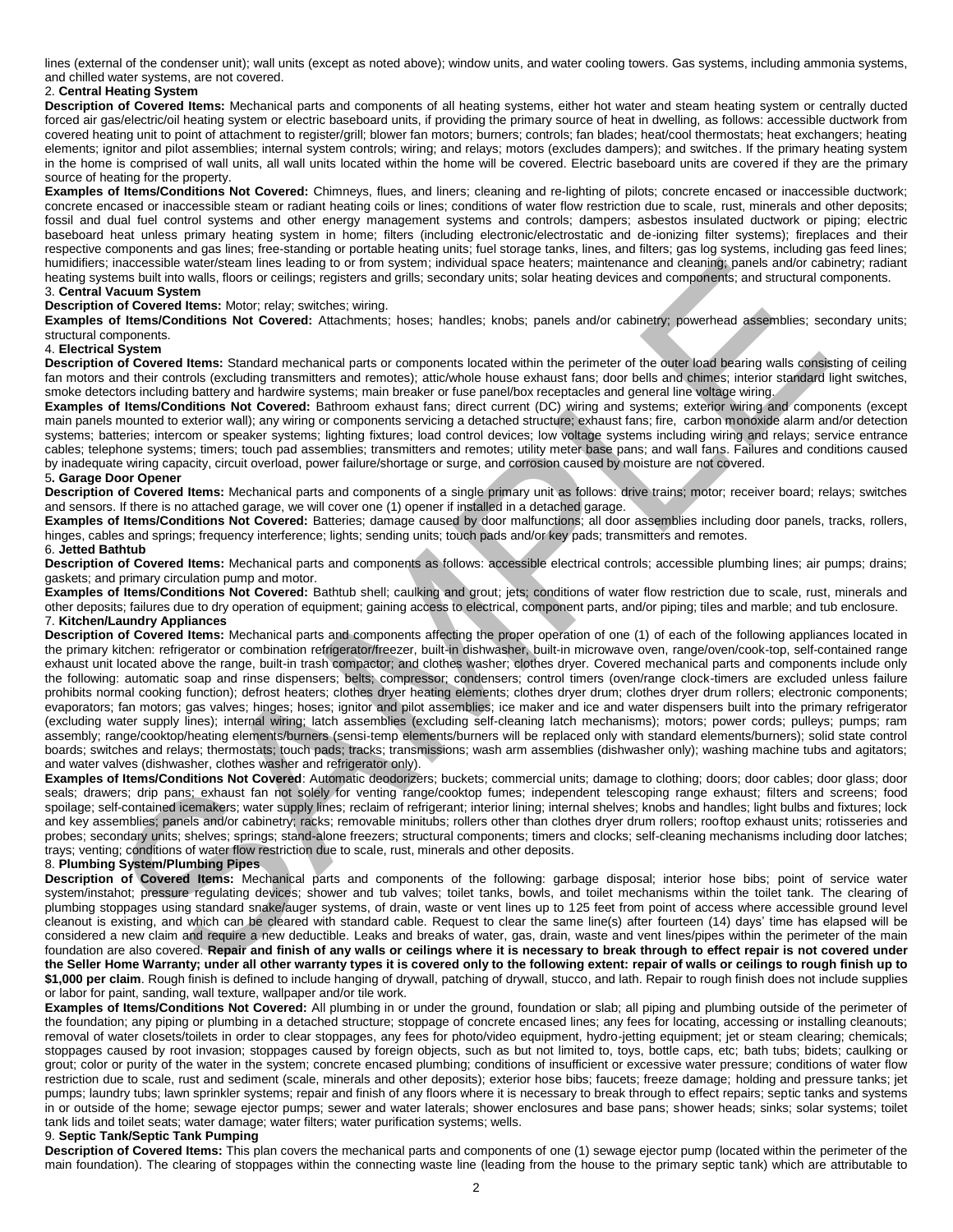lines (external of the condenser unit); wall units (except as noted above); window units, and water cooling towers. Gas systems, including ammonia systems, and chilled water systems, are not covered.

2. **Central Heating System**

**Description of Covered Items:** Mechanical parts and components of all heating systems, either hot water and steam heating system or centrally ducted forced air gas/electric/oil heating system or electric baseboard units, if providing the primary source of heat in dwelling, as follows: accessible ductwork from covered heating unit to point of attachment to register/grill; blower fan motors; burners; controls; fan blades; heat/cool thermostats; heat exchangers; heating elements; ignitor and pilot assemblies; internal system controls; wiring; and relays; motors (excludes dampers); and switches. If the primary heating system in the home is comprised of wall units, all wall units located within the home will be covered. Electric baseboard units are covered if they are the primary source of heating for the property.

**Examples of Items/Conditions Not Covered:** Chimneys, flues, and liners; cleaning and re-lighting of pilots; concrete encased or inaccessible ductwork; concrete encased or inaccessible steam or radiant heating coils or lines; conditions of water flow restriction due to scale, rust, minerals and other deposits; fossil and dual fuel control systems and other energy management systems and controls; dampers; asbestos insulated ductwork or piping; electric baseboard heat unless primary heating system in home; filters (including electronic/electrostatic and de-ionizing filter systems); fireplaces and their respective components and gas lines; free-standing or portable heating units; fuel storage tanks, lines, and filters; gas log systems, including gas feed lines; humidifiers; inaccessible water/steam lines leading to or from system; individual space heaters; maintenance and cleaning; panels and/or cabinetry; radiant heating systems built into walls, floors or ceilings; registers and grills; secondary units; solar heating devices and components; and structural components.

3. **Central Vacuum System**

**Description of Covered Items:** Motor; relay; switches; wiring.

**Examples of Items/Conditions Not Covered:** Attachments; hoses; handles; knobs; panels and/or cabinetry; powerhead assemblies; secondary units; structural components.

4. **Electrical System**

**Description of Covered Items:** Standard mechanical parts or components located within the perimeter of the outer load bearing walls consisting of ceiling fan motors and their controls (excluding transmitters and remotes); attic/whole house exhaust fans; door bells and chimes; interior standard light switches, smoke detectors including battery and hardwire systems; main breaker or fuse panel/box receptacles and general line voltage wiring.

**Examples of Items/Conditions Not Covered:** Bathroom exhaust fans; direct current (DC) wiring and systems; exterior wiring and components (except main panels mounted to exterior wall); any wiring or components servicing a detached structure; exhaust fans; fire, carbon monoxide alarm and/or detection systems; batteries; intercom or speaker systems; lighting fixtures; load control devices; low voltage systems including wiring and relays; service entrance cables; telephone systems; timers; touch pad assemblies; transmitters and remotes; utility meter base pans; and wall fans. Failures and conditions caused by inadequate wiring capacity, circuit overload, power failure/shortage or surge, and corrosion caused by moisture are not covered.

5. **Garage Door Opener**

**Description of Covered Items:** Mechanical parts and components of a single primary unit as follows: drive trains; motor; receiver board; relays; switches and sensors. If there is no attached garage, we will cover one (1) opener if installed in a detached garage.

**Examples of Items/Conditions Not Covered:** Batteries; damage caused by door malfunctions; all door assemblies including door panels, tracks, rollers, hinges, cables and springs; frequency interference; lights; sending units; touch pads and/or key pads; transmitters and remotes.

6. **Jetted Bathtub**

**Description of Covered Items:** Mechanical parts and components as follows: accessible electrical controls; accessible plumbing lines; air pumps; drains; gaskets; and primary circulation pump and motor.

**Examples of Items/Conditions Not Covered:** Bathtub shell; caulking and grout; jets; conditions of water flow restriction due to scale, rust, minerals and other deposits; failures due to dry operation of equipment; gaining access to electrical, component parts, and/or piping; tiles and marble; and tub enclosure.

7. **Kitchen/Laundry Appliances**

**Description of Covered Items:** Mechanical parts and components affecting the proper operation of one (1) of each of the following appliances located in the primary kitchen: refrigerator or combination refrigerator/freezer, built-in dishwasher, built-in microwave oven, range/oven/cook-top, self-contained range exhaust unit located above the range, built-in trash compactor; and clothes washer; clothes dryer. Covered mechanical parts and components include only the following: automatic soap and rinse dispensers; belts; compressor; condensers; control timers (oven/range clock-timers are excluded unless failure prohibits normal cooking function); defrost heaters; clothes dryer heating elements; clothes dryer drum; clothes dryer drum rollers; electronic components; evaporators; fan motors; gas valves; hinges; hoses; ignitor and pilot assemblies; ice maker and ice and water dispensers built into the primary refrigerator (excluding water supply lines); internal wiring; latch assemblies (excluding self-cleaning latch mechanisms); motors; power cords; pulleys; pumps; ram assembly; range/cooktop/heating elements/burners (sensi-temp elements/burners will be replaced only with standard elements/burners); solid state control boards; switches and relays; thermostats; touch pads; tracks; transmissions; wash arm assemblies (dishwasher only); washing machine tubs and agitators; and water valves (dishwasher, clothes washer and refrigerator only).

**Examples of Items/Conditions Not Covered**: Automatic deodorizers; buckets; commercial units; damage to clothing; doors; door cables; door glass; door seals; drawers; drip pans; exhaust fan not solely for venting range/cooktop fumes; independent telescoping range exhaust; filters and screens; food spoilage; self-contained icemakers; water supply lines; reclaim of refrigerant; interior lining; internal shelves; knobs and handles; light bulbs and fixtures; lock and key assemblies; panels and/or cabinetry; racks; removable minitubs; rollers other than clothes dryer drum rollers; rooftop exhaust units; rotisseries and probes; secondary units; shelves; springs; stand-alone freezers; structural components; timers and clocks; self-cleaning mechanisms including door latches; trays; venting; conditions of water flow restriction due to scale, rust, minerals and other deposits.

8. **Plumbing System/Plumbing Pipes**

**Description of Covered Items:** Mechanical parts and components of the following: garbage disposal; interior hose bibs; point of service water system/instahot; pressure regulating devices; shower and tub valves; toilet tanks, bowls, and toilet mechanisms within the toilet tank. The clearing of plumbing stoppages using standard snake/auger systems, of drain, waste or vent lines up to 125 feet from point of access where accessible ground level cleanout is existing, and which can be cleared with standard cable. Request to clear the same line(s) after fourteen (14) days' time has elapsed will be considered a new claim and require a new deductible. Leaks and breaks of water, gas, drain, waste and vent lines/pipes within the perimeter of the main foundation are also covered. **Repair and finish of any walls or ceilings where it is necessary to break through to effect repair is not covered under the Seller Home Warranty; under all other warranty types it is covered only to the following extent: repair of walls or ceilings to rough finish up to $1,000 per claim**. Rough finish is defined to include hanging of drywall, patching of drywall, stucco, and lath. Repair to rough finish does not include supplies or labor for paint, sanding, wall texture, wallpaper and/or tile work.

**Examples of Items/Conditions Not Covered:** All plumbing in or under the ground, foundation or slab; all piping and plumbing outside of the perimeter of the foundation; any piping or plumbing in a detached structure; stoppage of concrete encased lines; any fees for locating, accessing or installing cleanouts; removal of water closets/toilets in order to clear stoppages, any fees for photo/video equipment, hydro-jetting equipment; jet or steam clearing; chemicals; stoppages caused by root invasion; stoppages caused by foreign objects, such as but not limited to, toys, bottle caps, etc; bath tubs; bidets; caulking or grout; color or purity of the water in the system; concrete encased plumbing; conditions of insufficient or excessive water pressure; conditions of water flow restriction due to scale, rust and sediment (scale, minerals and other deposits); exterior hose bibs; faucets; freeze damage; holding and pressure tanks; jet pumps; laundry tubs; lawn sprinkler systems; repair and finish of any floors where it is necessary to break through to effect repairs; septic tanks and systems in or outside of the home; sewage ejector pumps; sewer and water laterals; shower enclosures and base pans; shower heads; sinks; solar systems; toilet tank lids and toilet seats; water damage; water filters; water purification systems; wells.

9. **Septic Tank/Septic Tank Pumping**

**Description of Covered Items:** This plan covers the mechanical parts and components of one (1) sewage ejector pump (located within the perimeter of the main foundation). The clearing of stoppages within the connecting waste line (leading from the house to the primary septic tank) which are attributable to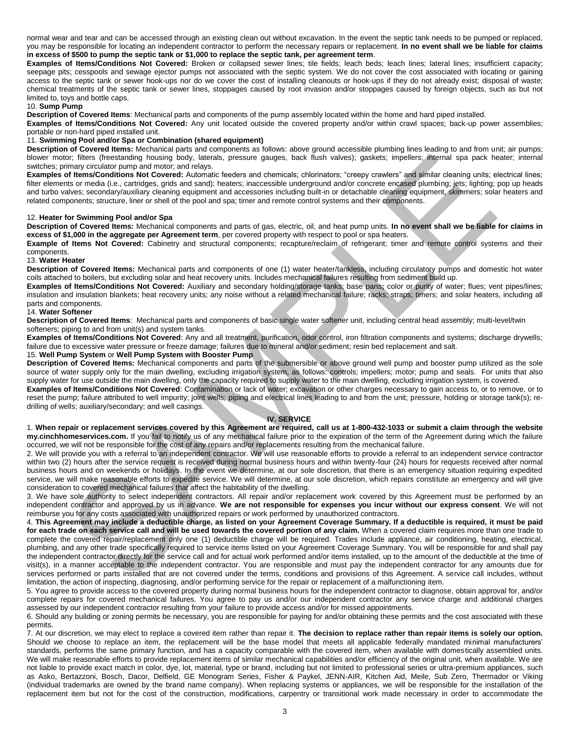normal wear and tear and can be accessed through an existing clean out without excavation. In the event the septic tank needs to be pumped or replaced, you may be responsible for locating an independent contractor to perform the necessary repairs or replacement. **In no event shall we be liable for claims in excess of $500 to pump the septic tank or $1,000 to replace the septic tank, per agreement term**.

**Examples of Items/Conditions Not Covered:** Broken or collapsed sewer lines; tile fields; leach beds; leach lines; lateral lines; insufficient capacity; seepage pits; cesspools and sewage ejector pumps not associated with the septic system. We do not cover the cost associated with locating or gaining access to the septic tank or sewer hook-ups nor do we cover the cost of installing cleanouts or hook-ups if they do not already exist; disposal of waste; chemical treatments of the septic tank or sewer lines, stoppages caused by root invasion and/or stoppages caused by foreign objects, such as but not limited to, toys and bottle caps.

10. **Sump Pump**

**Description of Covered Items**: Mechanical parts and components of the pump assembly located within the home and hard piped installed.

**Examples of Items/Conditions Not Covered:** Any unit located outside the covered property and/or within crawl spaces; back-up power assemblies; portable or non-hard piped installed unit.

11. **Swimming Pool and/or Spa or Combination (shared equipment)**

**Description of Covered Items:** Mechanical parts and components as follows: above ground accessible plumbing lines leading to and from unit; air pumps; blower motor; filters (freestanding housing body, laterals, pressure gauges, back flush valves); gaskets; impellers; internal spa pack heater; internal switches; primary circulator pump and motor; and relays.

**Examples of Items/Conditions Not Covered:** Automatic feeders and chemicals; chlorinators; "creepy crawlers" and similar cleaning units; electrical lines; filter elements or media (i.e., cartridges, grids and sand); heaters; inaccessible underground and/or concrete encased plumbing; jets; lighting; pop up heads and turbo valves; secondary/auxiliary cleaning equipment and accessories including built-in or detachable cleaning equipment, skimmers; solar heaters and related components; structure, liner or shell of the pool and spa; timer and remote control systems and their components.

12. **Heater for Swimming Pool and/or Spa**

**Description of Covered Items:** Mechanical components and parts of gas, electric, oil, and heat pump units. **In no event shall we be liable for claims in excess of $1,000 in the aggregate per Agreement term**, per covered property with respect to pool or spa heaters.

**Example of Items Not Covered:** Cabinetry and structural components; recapture/reclaim of refrigerant; timer and remote control systems and their components.

13. **Water Heater**

**Description of Covered Items:** Mechanical parts and components of one (1) water heater/tankless, including circulatory pumps and domestic hot water coils attached to boilers, but excluding solar and heat recovery units. Includes mechanical failures resulting from sediment build up.

**Examples of Items/Conditions Not Covered:** Auxiliary and secondary holding/storage tanks; base pans**;** color or purity of water; flues; vent pipes/lines; insulation and insulation blankets; heat recovery units; any noise without a related mechanical failure; racks; straps; timers; and solar heaters, including all parts and components.

14. **Water Softener**

**Description of Covered Items**: Mechanical parts and components of basic single water softener unit, including central head assembly; multi-level/twin softeners; piping to and from unit(s) and system tanks.

**Examples of Items/Conditions Not Covered**: Any and all treatment, purification, odor control, iron filtration components and systems; discharge drywells; failure due to excessive water pressure or freeze damage; failures due to mineral and/or sediment; resin bed replacement and salt.

15. **Well Pump System** or **Well Pump System with Booster Pump**

**Description of Covered Items:** Mechanical components and parts of the submersible or above ground well pump and booster pump utilized as the sole source of water supply only for the main dwelling, excluding irrigation system, as follows: controls; impellers; motor; pump and seals. For units that also supply water for use outside the main dwelling, only the capacity required to supply water to the main dwelling, excluding irrigation system, is covered.

**Examples of Items/Conditions Not Covered**: Contamination or lack of water; excavation or other charges necessary to gain access to, or to remove, or to reset the pump; failure attributed to well impurity; joint wells; piping and electrical lines leading to and from the unit; pressure, holding or storage tank(s); re-drilling of wells; auxiliary/secondary; and well casings.

## IV. SERVICE

1. **When repair or replacement services covered by this Agreement are required, call us at 1-800-432-1033 or submit a claim through the website my.cinchhomeservices.com.** If you fail to notify us of any mechanical failure prior to the expiration of the term of the Agreement during which the failure occurred, we will not be responsible for the cost of any repairs and/or replacements resulting from the mechanical failure.

2. We will provide you with a referral to an independent contractor. We will use reasonable efforts to provide a referral to an independent service contractor within two (2) hours after the service request is received during normal business hours and within twenty-four (24) hours for requests received after normal business hours and on weekends or holidays. In the event we determine, at our sole discretion, that there is an emergency situation requiring expedited service, we will make reasonable efforts to expedite service. We will determine, at our sole discretion, which repairs constitute an emergency and will give consideration to covered mechanical failures that affect the habitability of the dwelling.

3. We have sole authority to select independent contractors. All repair and/or replacement work covered by this Agreement must be performed by an independent contractor and approved by us in advance. **We are not responsible for expenses you incur without our express consent**. We will not reimburse you for any costs associated with unauthorized repairs or work performed by unauthorized contractors.

4. **This Agreement may include a deductible charge, as listed on your Agreement Coverage Summary. If a deductible is required, it must be paid for each trade on each service call and will be used towards the covered portion of any claim.** When a covered claim requires more than one trade to complete the covered repair/replacement only one (1) deductible charge will be required. Trades include appliance, air conditioning, heating, electrical, plumbing, and any other trade specifically required to service items listed on your Agreement Coverage Summary. You will be responsible for and shall pay the independent contractor directly for the service call and for actual work performed and/or items installed, up to the amount of the deductible at the time of visit(s), in a manner acceptable to the independent contractor. You are responsible and must pay the independent contractor for any amounts due for services performed or parts installed that are not covered under the terms, conditions and provisions of this Agreement. A service call includes, without limitation, the action of inspecting, diagnosing, and/or performing service for the repair or replacement of a malfunctioning item.

5. You agree to provide access to the covered property during normal business hours for the independent contractor to diagnose, obtain approval for, and/or complete repairs for covered mechanical failures. You agree to pay us and/or our independent contractor any service charge and additional charges assessed by our independent contractor resulting from your failure to provide access and/or for missed appointments.

6. Should any building or zoning permits be necessary, you are responsible for paying for and/or obtaining these permits and the cost associated with these permits.

7. At our discretion, we may elect to replace a covered item rather than repair it. **The decision to replace rather than repair items is solely our option.** Should we choose to replace an item, the replacement will be the base model that meets all applicable federally mandated minimal manufacturers' standards, performs the same primary function, and has a capacity comparable with the covered item, when available with domestically assembled units. We will make reasonable efforts to provide replacement items of similar mechanical capabilities and/or efficiency of the original unit, when available. We are not liable to provide exact match in color, dye, lot, material, type or brand, including but not limited to professional series or ultra-premium appliances, such as Asko, Bertazzoni, Bosch, Dacor, Delfield, GE Monogram Series, Fisher & Paykel, JENN-AIR, Kitchen Aid, Meile, Sub Zero, Thermador or Viking (individual trademarks are owned by the brand name company). When replacing systems or appliances, we will be responsible for the installation of the replacement item but not for the cost of the construction, modifications, carpentry or transitional work made necessary in order to accommodate the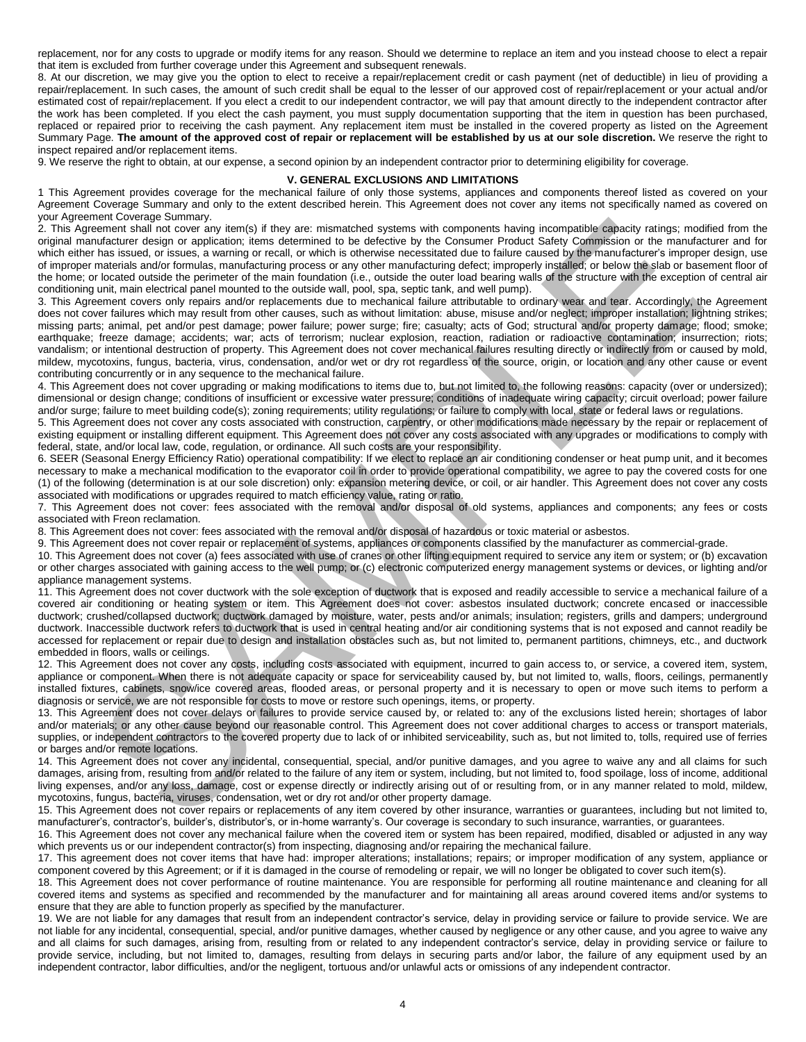replacement, nor for any costs to upgrade or modify items for any reason. Should we determine to replace an item and you instead choose to elect a repair that item is excluded from further coverage under this Agreement and subsequent renewals.

8. At our discretion, we may give you the option to elect to receive a repair/replacement credit or cash payment (net of deductible) in lieu of providing a repair/replacement. In such cases, the amount of such credit shall be equal to the lesser of our approved cost of repair/replacement or your actual and/or estimated cost of repair/replacement. If you elect a credit to our independent contractor, we will pay that amount directly to the independent contractor after the work has been completed. If you elect the cash payment, you must supply documentation supporting that the item in question has been purchased, replaced or repaired prior to receiving the cash payment. Any replacement item must be installed in the covered property as listed on the Agreement Summary Page. **The amount of the approved cost of repair or replacement will be established by us at our sole discretion.** We reserve the right to inspect repaired and/or replacement items.

9. We reserve the right to obtain, at our expense, a second opinion by an independent contractor prior to determining eligibility for coverage.

## V. GENERAL EXCLUSIONS AND LIMITATIONS

1 This Agreement provides coverage for the mechanical failure of only those systems, appliances and components thereof listed as covered on your Agreement Coverage Summary and only to the extent described herein. This Agreement does not cover any items not specifically named as covered on your Agreement Coverage Summary.

2. This Agreement shall not cover any item(s) if they are: mismatched systems with components having incompatible capacity ratings; modified from the original manufacturer design or application; items determined to be defective by the Consumer Product Safety Commission or the manufacturer and for which either has issued, or issues, a warning or recall, or which is otherwise necessitated due to failure caused by the manufacturer's improper design, use of improper materials and/or formulas, manufacturing process or any other manufacturing defect; improperly installed; or below the slab or basement floor of the home; or located outside the perimeter of the main foundation (i.e., outside the outer load bearing walls of the structure with the exception of central air conditioning unit, main electrical panel mounted to the outside wall, pool, spa, septic tank, and well pump).

3. This Agreement covers only repairs and/or replacements due to mechanical failure attributable to ordinary wear and tear. Accordingly, the Agreement does not cover failures which may result from other causes, such as without limitation: abuse, misuse and/or neglect; improper installation; lightning strikes; missing parts; animal, pet and/or pest damage; power failure; power surge; fire; casualty; acts of God; structural and/or property damage; flood; smoke; earthquake; freeze damage; accidents; war; acts of terrorism; nuclear explosion, reaction, radiation or radioactive contamination; insurrection; riots; vandalism; or intentional destruction of property. This Agreement does not cover mechanical failures resulting directly or indirectly from or caused by mold, mildew, mycotoxins, fungus, bacteria, virus, condensation, and/or wet or dry rot regardless of the source, origin, or location and any other cause or event contributing concurrently or in any sequence to the mechanical failure.

4. This Agreement does not cover upgrading or making modifications to items due to, but not limited to, the following reasons: capacity (over or undersized); dimensional or design change; conditions of insufficient or excessive water pressure; conditions of inadequate wiring capacity; circuit overload; power failure and/or surge; failure to meet building code(s); zoning requirements; utility regulations; or failure to comply with local, state or federal laws or regulations.

5. This Agreement does not cover any costs associated with construction, carpentry, or other modifications made necessary by the repair or replacement of existing equipment or installing different equipment. This Agreement does not cover any costs associated with any upgrades or modifications to comply with federal, state, and/or local law, code, regulation, or ordinance. All such costs are your responsibility.

6. SEER (Seasonal Energy Efficiency Ratio) operational compatibility: If we elect to replace an air conditioning condenser or heat pump unit, and it becomes necessary to make a mechanical modification to the evaporator coil in order to provide operational compatibility, we agree to pay the covered costs for one (1) of the following (determination is at our sole discretion) only: expansion metering device, or coil, or air handler. This Agreement does not cover any costs associated with modifications or upgrades required to match efficiency value, rating or ratio.

7. This Agreement does not cover: fees associated with the removal and/or disposal of old systems, appliances and components; any fees or costs associated with Freon reclamation.

8. This Agreement does not cover: fees associated with the removal and/or disposal of hazardous or toxic material or asbestos.

9. This Agreement does not cover repair or replacement of systems, appliances or components classified by the manufacturer as commercial-grade.

10. This Agreement does not cover (a) fees associated with use of cranes or other lifting equipment required to service any item or system; or (b) excavation or other charges associated with gaining access to the well pump; or (c) electronic computerized energy management systems or devices, or lighting and/or appliance management systems.

11. This Agreement does not cover ductwork with the sole exception of ductwork that is exposed and readily accessible to service a mechanical failure of a covered air conditioning or heating system or item. This Agreement does not cover: asbestos insulated ductwork; concrete encased or inaccessible ductwork; crushed/collapsed ductwork; ductwork damaged by moisture, water, pests and/or animals; insulation; registers, grills and dampers; underground ductwork. Inaccessible ductwork refers to ductwork that is used in central heating and/or air conditioning systems that is not exposed and cannot readily be accessed for replacement or repair due to design and installation obstacles such as, but not limited to, permanent partitions, chimneys, etc., and ductwork embedded in floors, walls or ceilings.

12. This Agreement does not cover any costs, including costs associated with equipment, incurred to gain access to, or service, a covered item, system, appliance or component. When there is not adequate capacity or space for serviceability caused by, but not limited to, walls, floors, ceilings, permanently installed fixtures, cabinets, snow/ice covered areas, flooded areas, or personal property and it is necessary to open or move such items to perform a diagnosis or service, we are not responsible for costs to move or restore such openings, items, or property.

13. This Agreement does not cover delays or failures to provide service caused by, or related to: any of the exclusions listed herein; shortages of labor and/or materials; or any other cause beyond our reasonable control. This Agreement does not cover additional charges to access or transport materials, supplies, or independent contractors to the covered property due to lack of or inhibited serviceability, such as, but not limited to, tolls, required use of ferries or barges and/or remote locations.

14. This Agreement does not cover any incidental, consequential, special, and/or punitive damages, and you agree to waive any and all claims for such damages, arising from, resulting from and/or related to the failure of any item or system, including, but not limited to, food spoilage, loss of income, additional living expenses, and/or any loss, damage, cost or expense directly or indirectly arising out of or resulting from, or in any manner related to mold, mildew, mycotoxins, fungus, bacteria, viruses, condensation, wet or dry rot and/or other property damage.

15. This Agreement does not cover repairs or replacements of any item covered by other insurance, warranties or guarantees, including but not limited to, manufacturer's, contractor's, builder's, distributor's, or in-home warranty's. Our coverage is secondary to such insurance, warranties, or guarantees.

16. This Agreement does not cover any mechanical failure when the covered item or system has been repaired, modified, disabled or adjusted in any way which prevents us or our independent contractor(s) from inspecting, diagnosing and/or repairing the mechanical failure.

17. This agreement does not cover items that have had: improper alterations; installations; repairs; or improper modification of any system, appliance or component covered by this Agreement; or if it is damaged in the course of remodeling or repair, we will no longer be obligated to cover such item(s).

18. This Agreement does not cover performance of routine maintenance. You are responsible for performing all routine maintenance and cleaning for all covered items and systems as specified and recommended by the manufacturer and for maintaining all areas around covered items and/or systems to ensure that they are able to function properly as specified by the manufacturer.

19. We are not liable for any damages that result from an independent contractor's service, delay in providing service or failure to provide service. We are not liable for any incidental, consequential, special, and/or punitive damages, whether caused by negligence or any other cause, and you agree to waive any and all claims for such damages, arising from, resulting from or related to any independent contractor's service, delay in providing service or failure to provide service, including, but not limited to, damages, resulting from delays in securing parts and/or labor, the failure of any equipment used by an independent contractor, labor difficulties, and/or the negligent, tortuous and/or unlawful acts or omissions of any independent contractor.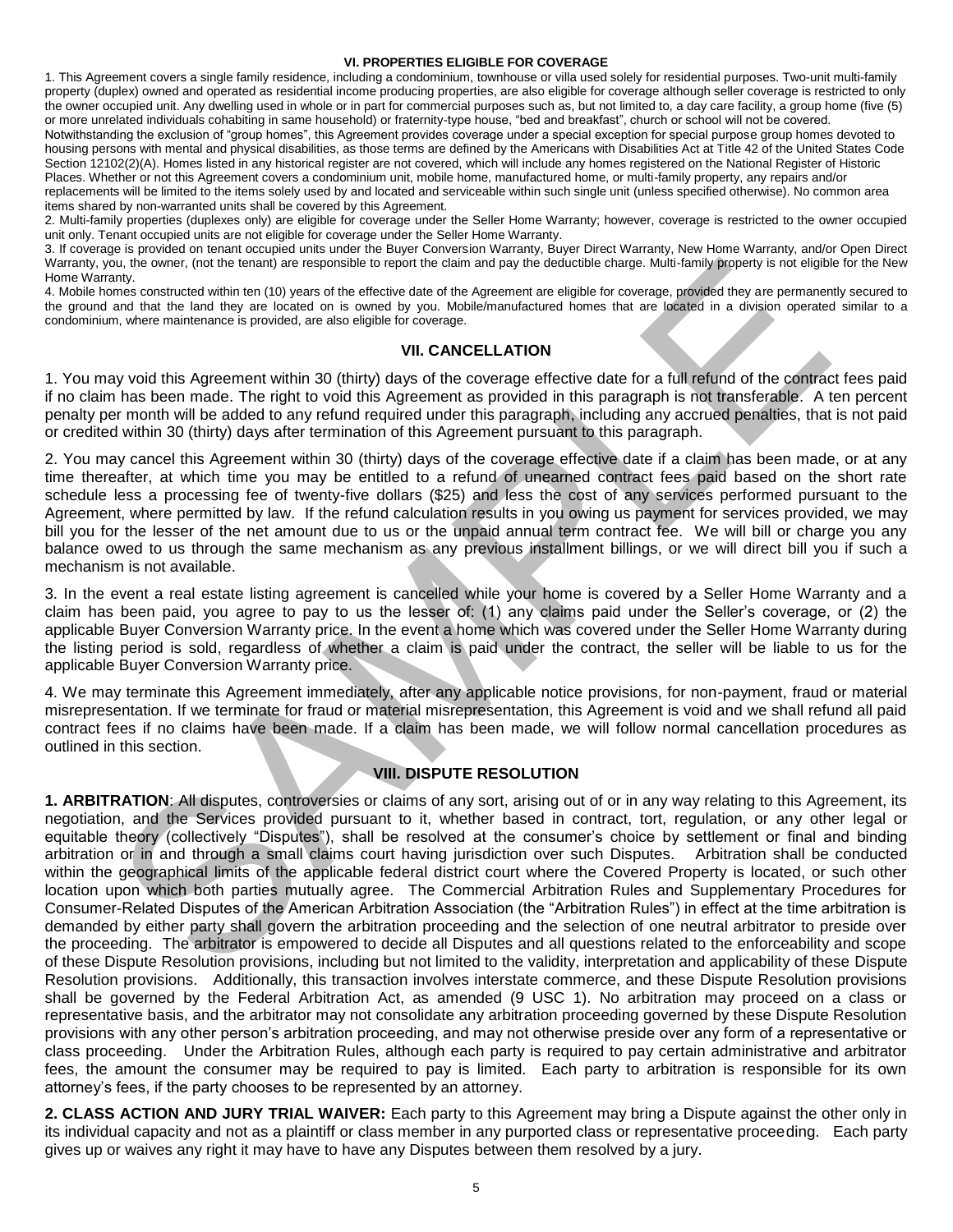## VI. PROPERTIES ELIGIBLE FOR COVERAGE

1. This Agreement covers a single family residence, including a condominium, townhouse or villa used solely for residential purposes. Two-unit multi-family property (duplex) owned and operated as residential income producing properties, are also eligible for coverage although seller coverage is restricted to only the owner occupied unit. Any dwelling used in whole or in part for commercial purposes such as, but not limited to, a day care facility, a group home (five (5) or more unrelated individuals cohabiting in same household) or fraternity-type house, "bed and breakfast", church or school will not be covered. Notwithstanding the exclusion of "group homes", this Agreement provides coverage under a special exception for special purpose group homes devoted to housing persons with mental and physical disabilities, as those terms are defined by the Americans with Disabilities Act at Title 42 of the United States Code Section 12102(2)(A). Homes listed in any historical register are not covered, which will include any homes registered on the National Register of Historic Places. Whether or not this Agreement covers a condominium unit, mobile home, manufactured home, or multi-family property, any repairs and/or replacements will be limited to the items solely used by and located and serviceable within such single unit (unless specified otherwise). No common area items shared by non-warranted units shall be covered by this Agreement.
2. Multi-family properties (duplexes only) are eligible for coverage under the Seller Home Warranty; however, coverage is restricted to the owner occupied unit only. Tenant occupied units are not eligible for coverage under the Seller Home Warranty.
3. If coverage is provided on tenant occupied units under the Buyer Conversion Warranty, Buyer Direct Warranty, New Home Warranty, and/or Open Direct Warranty, you, the owner, (not the tenant) are responsible to report the claim and pay the deductible charge. Multi-family property is not eligible for the New Home Warranty.
4. Mobile homes constructed within ten (10) years of the effective date of the Agreement are eligible for coverage, provided they are permanently secured to the ground and that the land they are located on is owned by you. Mobile/manufactured homes that are located in a division operated similar to a condominium, where maintenance is provided, are also eligible for coverage.

## VII. CANCELLATION

1. You may void this Agreement within 30 (thirty) days of the coverage effective date for a full refund of the contract fees paid if no claim has been made. The right to void this Agreement as provided in this paragraph is not transferable. A ten percent penalty per month will be added to any refund required under this paragraph, including any accrued penalties, that is not paid or credited within 30 (thirty) days after termination of this Agreement pursuant to this paragraph.

2. You may cancel this Agreement within 30 (thirty) days of the coverage effective date if a claim has been made, or at any time thereafter, at which time you may be entitled to a refund of unearned contract fees paid based on the short rate schedule less a processing fee of twenty-five dollars ($25) and less the cost of any services performed pursuant to the Agreement, where permitted by law. If the refund calculation results in you owing us payment for services provided, we may bill you for the lesser of the net amount due to us or the unpaid annual term contract fee. We will bill or charge you any balance owed to us through the same mechanism as any previous installment billings, or we will direct bill you if such a mechanism is not available.

3. In the event a real estate listing agreement is cancelled while your home is covered by a Seller Home Warranty and a claim has been paid, you agree to pay to us the lesser of: (1) any claims paid under the Seller's coverage, or (2) the applicable Buyer Conversion Warranty price. In the event a home which was covered under the Seller Home Warranty during the listing period is sold, regardless of whether a claim is paid under the contract, the seller will be liable to us for the applicable Buyer Conversion Warranty price.

4. We may terminate this Agreement immediately, after any applicable notice provisions, for non-payment, fraud or material misrepresentation. If we terminate for fraud or material misrepresentation, this Agreement is void and we shall refund all paid contract fees if no claims have been made. If a claim has been made, we will follow normal cancellation procedures as outlined in this section.

## VIII. DISPUTE RESOLUTION

**1. ARBITRATION**: All disputes, controversies or claims of any sort, arising out of or in any way relating to this Agreement, its negotiation, and the Services provided pursuant to it, whether based in contract, tort, regulation, or any other legal or equitable theory (collectively "Disputes"), shall be resolved at the consumer's choice by settlement or final and binding arbitration or in and through a small claims court having jurisdiction over such Disputes. Arbitration shall be conducted within the geographical limits of the applicable federal district court where the Covered Property is located, or such other location upon which both parties mutually agree. The Commercial Arbitration Rules and Supplementary Procedures for Consumer-Related Disputes of the American Arbitration Association (the "Arbitration Rules") in effect at the time arbitration is demanded by either party shall govern the arbitration proceeding and the selection of one neutral arbitrator to preside over the proceeding. The arbitrator is empowered to decide all Disputes and all questions related to the enforceability and scope of these Dispute Resolution provisions, including but not limited to the validity, interpretation and applicability of these Dispute Resolution provisions. Additionally, this transaction involves interstate commerce, and these Dispute Resolution provisions shall be governed by the Federal Arbitration Act, as amended (9 USC 1). No arbitration may proceed on a class or representative basis, and the arbitrator may not consolidate any arbitration proceeding governed by these Dispute Resolution provisions with any other person's arbitration proceeding, and may not otherwise preside over any form of a representative or class proceeding. Under the Arbitration Rules, although each party is required to pay certain administrative and arbitrator fees, the amount the consumer may be required to pay is limited. Each party to arbitration is responsible for its own attorney's fees, if the party chooses to be represented by an attorney.

**2. CLASS ACTION AND JURY TRIAL WAIVER:** Each party to this Agreement may bring a Dispute against the other only in its individual capacity and not as a plaintiff or class member in any purported class or representative proceeding. Each party gives up or waives any right it may have to have any Disputes between them resolved by a jury.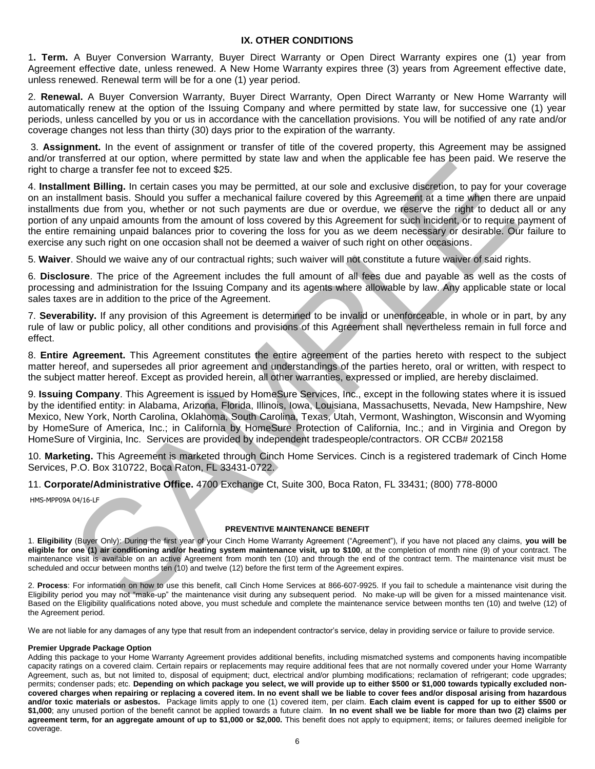## IX. OTHER CONDITIONS

1**. Term.** A Buyer Conversion Warranty, Buyer Direct Warranty or Open Direct Warranty expires one (1) year from Agreement effective date, unless renewed. A New Home Warranty expires three (3) years from Agreement effective date, unless renewed. Renewal term will be for a one (1) year period.

2. **Renewal.** A Buyer Conversion Warranty, Buyer Direct Warranty, Open Direct Warranty or New Home Warranty will automatically renew at the option of the Issuing Company and where permitted by state law, for successive one (1) year periods, unless cancelled by you or us in accordance with the cancellation provisions. You will be notified of any rate and/or coverage changes not less than thirty (30) days prior to the expiration of the warranty.

3. **Assignment.** In the event of assignment or transfer of title of the covered property, this Agreement may be assigned and/or transferred at our option, where permitted by state law and when the applicable fee has been paid. We reserve the right to charge a transfer fee not to exceed $25.

4. **Installment Billing.** In certain cases you may be permitted, at our sole and exclusive discretion, to pay for your coverage on an installment basis. Should you suffer a mechanical failure covered by this Agreement at a time when there are unpaid installments due from you, whether or not such payments are due or overdue, we reserve the right to deduct all or any portion of any unpaid amounts from the amount of loss covered by this Agreement for such incident, or to require payment of the entire remaining unpaid balances prior to covering the loss for you as we deem necessary or desirable. Our failure to exercise any such right on one occasion shall not be deemed a waiver of such right on other occasions.

5. **Waiver**. Should we waive any of our contractual rights; such waiver will not constitute a future waiver of said rights.

6. **Disclosure**. The price of the Agreement includes the full amount of all fees due and payable as well as the costs of processing and administration for the Issuing Company and its agents where allowable by law. Any applicable state or local sales taxes are in addition to the price of the Agreement.

7. **Severability.** If any provision of this Agreement is determined to be invalid or unenforceable, in whole or in part, by any rule of law or public policy, all other conditions and provisions of this Agreement shall nevertheless remain in full force and effect.

8. **Entire Agreement.** This Agreement constitutes the entire agreement of the parties hereto with respect to the subject matter hereof, and supersedes all prior agreement and understandings of the parties hereto, oral or written, with respect to the subject matter hereof. Except as provided herein, all other warranties, expressed or implied, are hereby disclaimed.

9. **Issuing Company**. This Agreement is issued by HomeSure Services, Inc., except in the following states where it is issued by the identified entity: in Alabama, Arizona, Florida, Illinois, Iowa, Louisiana, Massachusetts, Nevada, New Hampshire, New Mexico, New York, North Carolina, Oklahoma, South Carolina, Texas, Utah, Vermont, Washington, Wisconsin and Wyoming by HomeSure of America, Inc.; in California by HomeSure Protection of California, Inc.; and in Virginia and Oregon by HomeSure of Virginia, Inc. Services are provided by independent tradespeople/contractors. OR CCB# 202158

10. **Marketing.** This Agreement is marketed through Cinch Home Services. Cinch is a registered trademark of Cinch Home Services, P.O. Box 310722, Boca Raton, FL 33431-0722.

11. **Corporate/Administrative Office.** 4700 Exchange Ct, Suite 300, Boca Raton, FL 33431; (800) 778-8000

HMS-MPP09A 04/16-LF

### PREVENTIVE MAINTENANCE BENEFIT

1. **Eligibility** (Buyer Only): During the first year of your Cinch Home Warranty Agreement ("Agreement"), if you have not placed any claims, **you will be eligible for one (1) air conditioning and/or heating system maintenance visit, up to $100**, at the completion of month nine (9) of your contract. The maintenance visit is available on an active Agreement from month ten (10) and through the end of the contract term. The maintenance visit must be scheduled and occur between months ten (10) and twelve (12) before the first term of the Agreement expires.

2. **Process**: For information on how to use this benefit, call Cinch Home Services at 866-607-9925. If you fail to schedule a maintenance visit during the Eligibility period you may not "make-up" the maintenance visit during any subsequent period. No make-up will be given for a missed maintenance visit. Based on the Eligibility qualifications noted above, you must schedule and complete the maintenance service between months ten (10) and twelve (12) of the Agreement period.

We are not liable for any damages of any type that result from an independent contractor's service, delay in providing service or failure to provide service.

**Premier Upgrade Package Option**

Adding this package to your Home Warranty Agreement provides additional benefits, including mismatched systems and components having incompatible capacity ratings on a covered claim. Certain repairs or replacements may require additional fees that are not normally covered under your Home Warranty Agreement, such as, but not limited to, disposal of equipment; duct, electrical and/or plumbing modifications; reclamation of refrigerant; code upgrades; permits; condenser pads; etc. **Depending on which package you select, we will provide up to either $500 or $1,000 towards typically excluded non-covered charges when repairing or replacing a covered item. In no event shall we be liable to cover fees and/or disposal arising from hazardous and/or toxic materials or asbestos.** Package limits apply to one (1) covered item, per claim. **Each claim event is capped for up to either $500 or $1,000**; any unused portion of the benefit cannot be applied towards a future claim. **In no event shall we be liable for more than two (2) claims per agreement term, for an aggregate amount of up to $1,000 or $2,000.** This benefit does not apply to equipment; items; or failures deemed ineligible for coverage.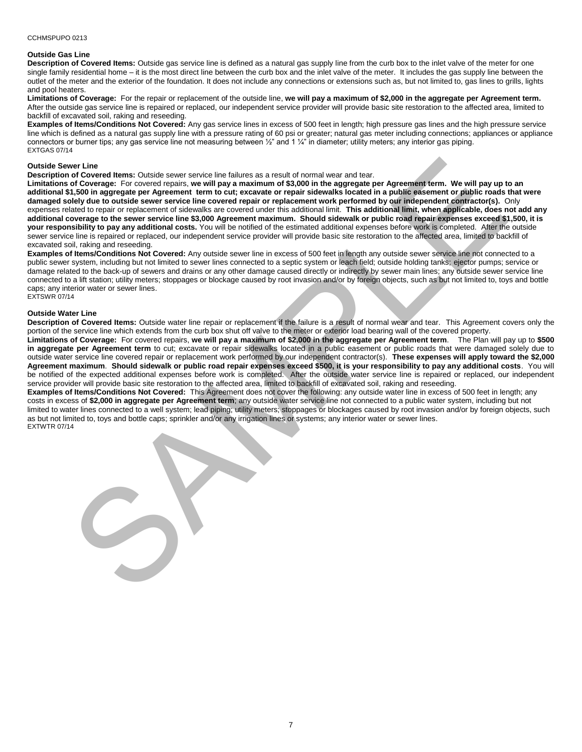CCHMSPUPO 0213

### Outside Gas Line

**Description of Covered Items:** Outside gas service line is defined as a natural gas supply line from the curb box to the inlet valve of the meter for one single family residential home – it is the most direct line between the curb box and the inlet valve of the meter. It includes the gas supply line between the outlet of the meter and the exterior of the foundation. It does not include any connections or extensions such as, but not limited to, gas lines to grills, lights and pool heaters.

**Limitations of Coverage:** For the repair or replacement of the outside line, **we will pay a maximum of $2,000 in the aggregate per Agreement term.** After the outside gas service line is repaired or replaced, our independent service provider will provide basic site restoration to the affected area, limited to backfill of excavated soil, raking and reseeding.

**Examples of Items/Conditions Not Covered:** Any gas service lines in excess of 500 feet in length; high pressure gas lines and the high pressure service line which is defined as a natural gas supply line with a pressure rating of 60 psi or greater; natural gas meter including connections; appliances or appliance connectors or burner tips; any gas service line not measuring between ½" and 1 ¼" in diameter; utility meters; any interior gas piping.
EXTGAS 07/14

### Outside Sewer Line

**Description of Covered Items:** Outside sewer service line failures as a result of normal wear and tear.

**Limitations of Coverage:** For covered repairs, **we will pay a maximum of $3,000 in the aggregate per Agreement term. We will pay up to an additional $1,500 in aggregate per Agreement term to cut; excavate or repair sidewalks located in a public easement or public roads that were damaged solely due to outside sewer service line covered repair or replacement work performed by our independent contractor(s).** Only expenses related to repair or replacement of sidewalks are covered under this additional limit. **This additional limit, when applicable, does not add any additional coverage to the sewer service line $3,000 Agreement maximum. Should sidewalk or public road repair expenses exceed $1,500, it is your responsibility to pay any additional costs.** You will be notified of the estimated additional expenses before work is completed. After the outside sewer service line is repaired or replaced, our independent service provider will provide basic site restoration to the affected area, limited to backfill of excavated soil, raking and reseeding.

**Examples of Items/Conditions Not Covered:** Any outside sewer line in excess of 500 feet in length any outside sewer service line not connected to a public sewer system, including but not limited to sewer lines connected to a septic system or leach field; outside holding tanks; ejector pumps; service or damage related to the back-up of sewers and drains or any other damage caused directly or indirectly by sewer main lines; any outside sewer service line connected to a lift station; utility meters; stoppages or blockage caused by root invasion and/or by foreign objects, such as but not limited to, toys and bottle caps; any interior water or sewer lines.
EXTSWR 07/14

### Outside Water Line

**Description of Covered Items:** Outside water line repair or replacement if the failure is a result of normal wear and tear. This Agreement covers only the portion of the service line which extends from the curb box shut off valve to the meter or exterior load bearing wall of the covered property.

**Limitations of Coverage:** For covered repairs, **we will pay a maximum of $2,000 in the aggregate per Agreement term**. The Plan will pay up to **$500 in aggregate per Agreement term** to cut; excavate or repair sidewalks located in a public easement or public roads that were damaged solely due to outside water service line covered repair or replacement work performed by our independent contractor(s). **These expenses will apply toward the $2,000 Agreement maximum**. **Should sidewalk or public road repair expenses exceed $500, it is your responsibility to pay any additional costs**. You will be notified of the expected additional expenses before work is completed. After the outside water service line is repaired or replaced, our independent service provider will provide basic site restoration to the affected area, limited to backfill of excavated soil, raking and reseeding.

**Examples of Items/Conditions Not Covered:** This Agreement does not cover the following: any outside water line in excess of 500 feet in length; any costs in excess of **$2,000 in aggregate per Agreement term**; any outside water service line not connected to a public water system, including but not limited to water lines connected to a well system; lead piping; utility meters; stoppages or blockages caused by root invasion and/or by foreign objects, such as but not limited to, toys and bottle caps; sprinkler and/or any irrigation lines or systems; any interior water or sewer lines.
EXTWTR 07/14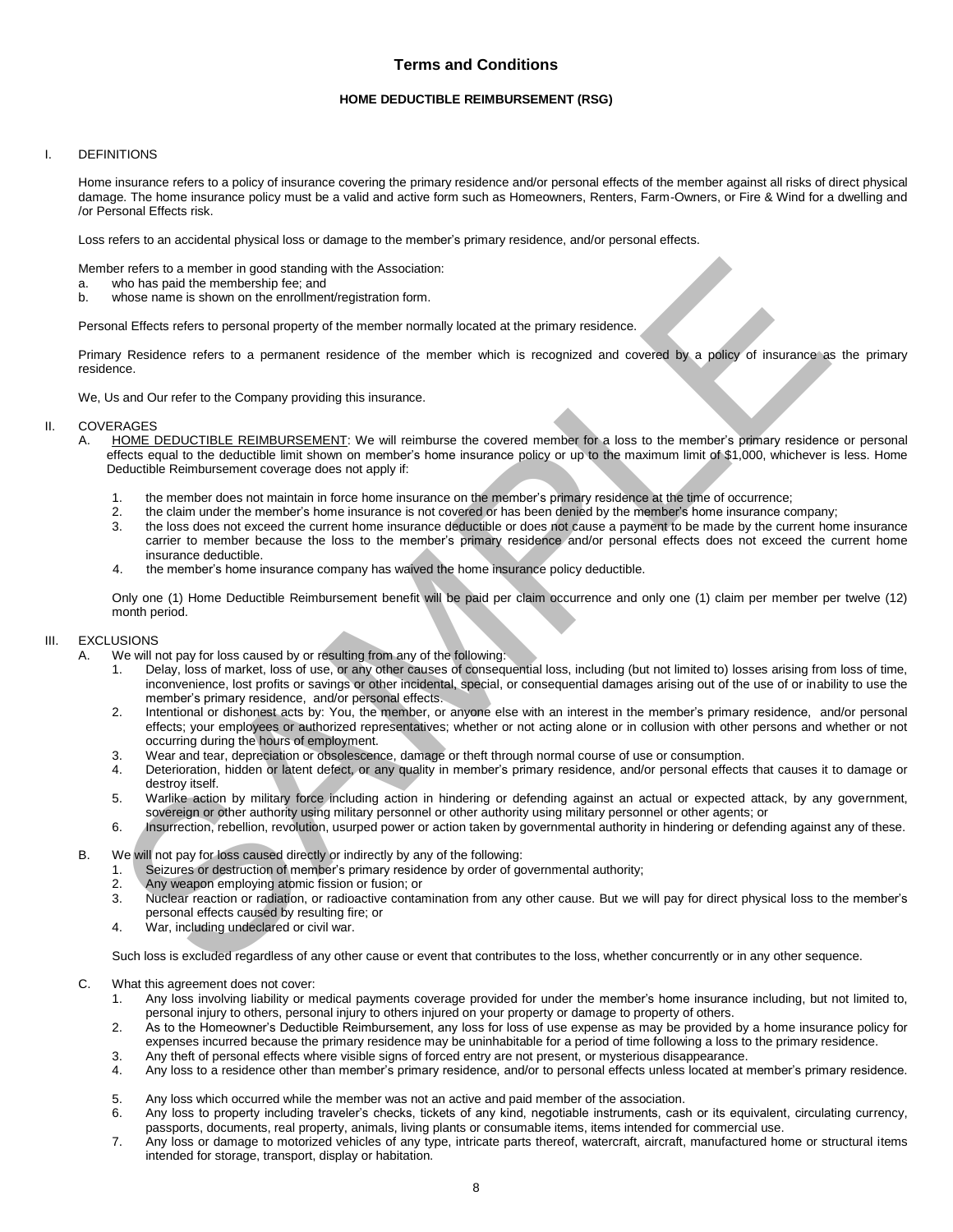# Terms and Conditions

## HOME DEDUCTIBLE REIMBURSEMENT (RSG)

### I. DEFINITIONS

Home insurance refers to a policy of insurance covering the primary residence and/or personal effects of the member against all risks of direct physical damage. The home insurance policy must be a valid and active form such as Homeowners, Renters, Farm-Owners, or Fire & Wind for a dwelling and /or Personal Effects risk.

Loss refers to an accidental physical loss or damage to the member's primary residence, and/or personal effects.

Member refers to a member in good standing with the Association:

a. who has paid the membership fee; and
b. whose name is shown on the enrollment/registration form.

Personal Effects refers to personal property of the member normally located at the primary residence.

Primary Residence refers to a permanent residence of the member which is recognized and covered by a policy of insurance as the primary residence.

We, Us and Our refer to the Company providing this insurance.

### II. COVERAGES

A. HOME DEDUCTIBLE REIMBURSEMENT: We will reimburse the covered member for a loss to the member's primary residence or personal effects equal to the deductible limit shown on member's home insurance policy or up to the maximum limit of $1,000, whichever is less. Home Deductible Reimbursement coverage does not apply if:

1. the member does not maintain in force home insurance on the member's primary residence at the time of occurrence;
2. the claim under the member's home insurance is not covered or has been denied by the member's home insurance company;
3. the loss does not exceed the current home insurance deductible or does not cause a payment to be made by the current home insurance carrier to member because the loss to the member's primary residence and/or personal effects does not exceed the current home insurance deductible.
4. the member's home insurance company has waived the home insurance policy deductible.

Only one (1) Home Deductible Reimbursement benefit will be paid per claim occurrence and only one (1) claim per member per twelve (12) month period.

### III. EXCLUSIONS

A. We will not pay for loss caused by or resulting from any of the following:

1. Delay, loss of market, loss of use, or any other causes of consequential loss, including (but not limited to) losses arising from loss of time, inconvenience, lost profits or savings or other incidental, special, or consequential damages arising out of the use of or inability to use the member's primary residence, and/or personal effects.
2. Intentional or dishonest acts by: You, the member, or anyone else with an interest in the member's primary residence, and/or personal effects; your employees or authorized representatives; whether or not acting alone or in collusion with other persons and whether or not occurring during the hours of employment.
3. Wear and tear, depreciation or obsolescence, damage or theft through normal course of use or consumption.
4. Deterioration, hidden or latent defect, or any quality in member's primary residence, and/or personal effects that causes it to damage or destroy itself.
5. Warlike action by military force including action in hindering or defending against an actual or expected attack, by any government, sovereign or other authority using military personnel or other authority using military personnel or other agents; or
6. Insurrection, rebellion, revolution, usurped power or action taken by governmental authority in hindering or defending against any of these.

B. We will not pay for loss caused directly or indirectly by any of the following:

1. Seizures or destruction of member's primary residence by order of governmental authority;
2. Any weapon employing atomic fission or fusion; or
3. Nuclear reaction or radiation, or radioactive contamination from any other cause. But we will pay for direct physical loss to the member's personal effects caused by resulting fire; or
4. War, including undeclared or civil war.

Such loss is excluded regardless of any other cause or event that contributes to the loss, whether concurrently or in any other sequence.

C. What this agreement does not cover:

1. Any loss involving liability or medical payments coverage provided for under the member's home insurance including, but not limited to, personal injury to others, personal injury to others injured on your property or damage to property of others.
2. As to the Homeowner's Deductible Reimbursement, any loss for loss of use expense as may be provided by a home insurance policy for expenses incurred because the primary residence may be uninhabitable for a period of time following a loss to the primary residence.
3. Any theft of personal effects where visible signs of forced entry are not present, or mysterious disappearance.
4. Any loss to a residence other than member's primary residence, and/or to personal effects unless located at member's primary residence.
5. Any loss which occurred while the member was not an active and paid member of the association.
6. Any loss to property including traveler's checks, tickets of any kind, negotiable instruments, cash or its equivalent, circulating currency, passports, documents, real property, animals, living plants or consumable items, items intended for commercial use.
7. Any loss or damage to motorized vehicles of any type, intricate parts thereof, watercraft, aircraft, manufactured home or structural items intended for storage, transport, display or habitation.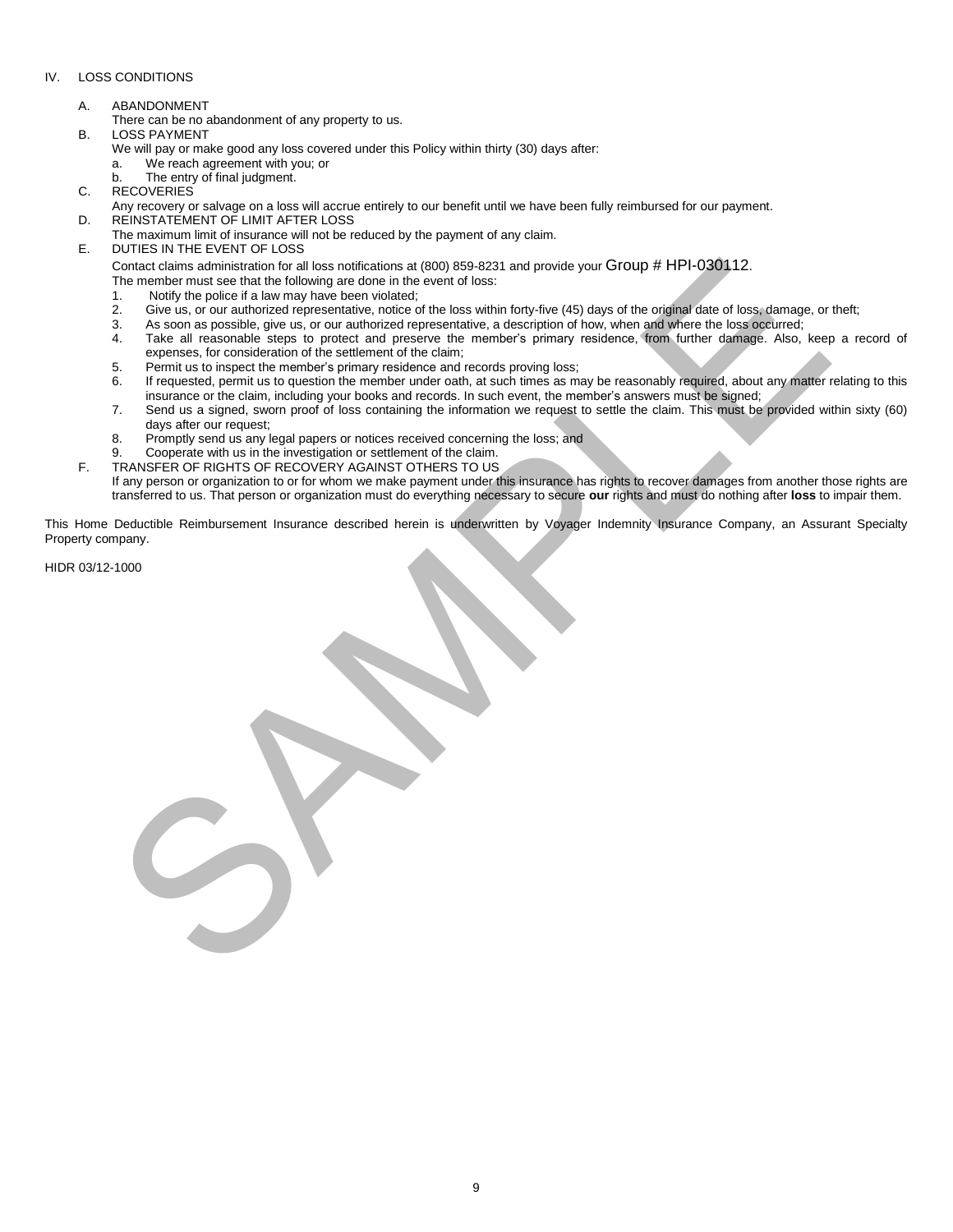## IV. LOSS CONDITIONS

A. ABANDONMENT

There can be no abandonment of any property to us.

B. LOSS PAYMENT

We will pay or make good any loss covered under this Policy within thirty (30) days after:

a. We reach agreement with you; or
b. The entry of final judgment.

C. RECOVERIES

Any recovery or salvage on a loss will accrue entirely to our benefit until we have been fully reimbursed for our payment.

D. REINSTATEMENT OF LIMIT AFTER LOSS

The maximum limit of insurance will not be reduced by the payment of any claim.

E. DUTIES IN THE EVENT OF LOSS

Contact claims administration for all loss notifications at (800) 859-8231 and provide your Group # HPI-030112.

The member must see that the following are done in the event of loss:

1. Notify the police if a law may have been violated;
2. Give us, or our authorized representative, notice of the loss within forty-five (45) days of the original date of loss, damage, or theft;
3. As soon as possible, give us, or our authorized representative, a description of how, when and where the loss occurred;
4. Take all reasonable steps to protect and preserve the member's primary residence, from further damage. Also, keep a record of expenses, for consideration of the settlement of the claim;
5. Permit us to inspect the member's primary residence and records proving loss;
6. If requested, permit us to question the member under oath, at such times as may be reasonably required, about any matter relating to this insurance or the claim, including your books and records. In such event, the member's answers must be signed;
7. Send us a signed, sworn proof of loss containing the information we request to settle the claim. This must be provided within sixty (60) days after our request;
8. Promptly send us any legal papers or notices received concerning the loss; and
9. Cooperate with us in the investigation or settlement of the claim.

F. TRANSFER OF RIGHTS OF RECOVERY AGAINST OTHERS TO US

If any person or organization to or for whom we make payment under this insurance has rights to recover damages from another those rights are transferred to us. That person or organization must do everything necessary to secure **our** rights and must do nothing after **loss** to impair them.

This Home Deductible Reimbursement Insurance described herein is underwritten by Voyager Indemnity Insurance Company, an Assurant Specialty Property company.

HIDR 03/12-1000